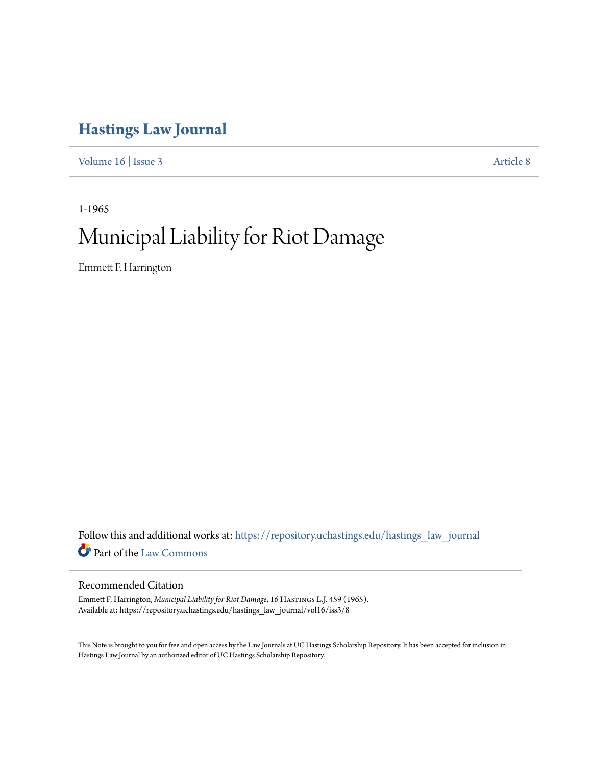# Hastings Law Journal

Volume 16 | Issue 3 Article 8

1-1965

# Municipal Liability for Riot Damage

Emmett F. Harrington

Follow this and additional works at: https://repository.uchastings.edu/hastings_law_journal

Part of the Law Commons

## Recommended Citation

Emmett F. Harrington, *Municipal Liability for Riot Damage*, 16 Hastings L.J. 459 (1965).
Available at: https://repository.uchastings.edu/hastings_law_journal/vol16/iss3/8

This Note is brought to you for free and open access by the Law Journals at UC Hastings Scholarship Repository. It has been accepted for inclusion in Hastings Law Journal by an authorized editor of UC Hastings Scholarship Repository.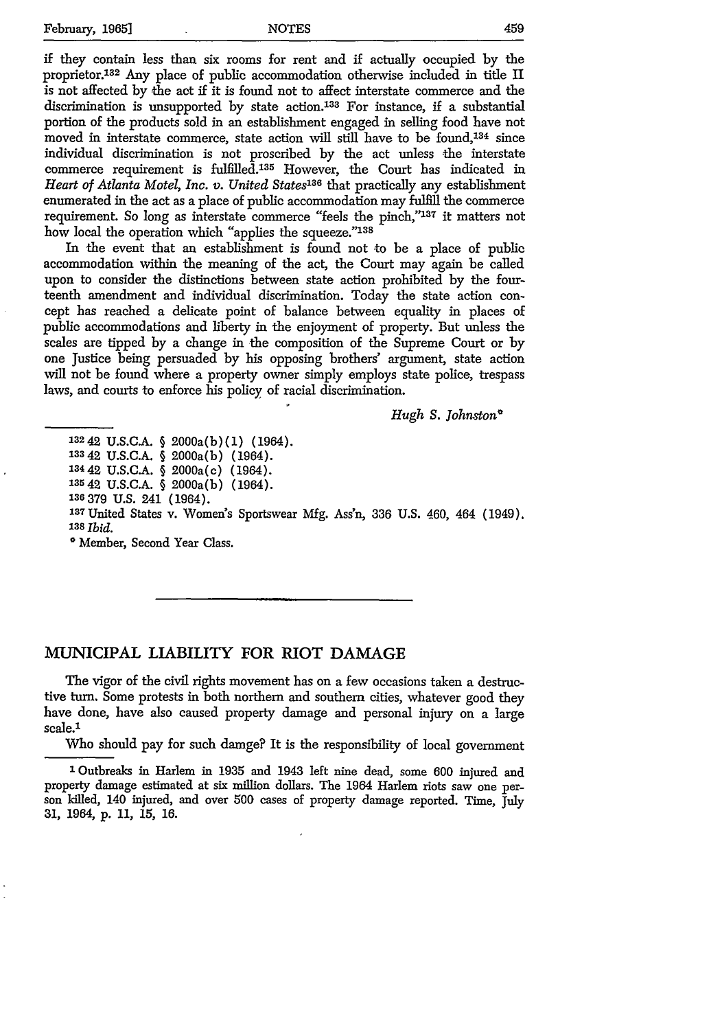if they contain less than six rooms for rent and if actually occupied by the proprietor.[132] Any place of public accommodation otherwise included in title II is not affected by the act if it is found not to affect interstate commerce and the discrimination is unsupported by state action.[133] For instance, if a substantial portion of the products sold in an establishment engaged in selling food have not moved in interstate commerce, state action will still have to be found,[134] since individual discrimination is not proscribed by the act unless the interstate commerce requirement is fulfilled.[135] However, the Court has indicated in *Heart of Atlanta Motel, Inc. v. United States*[136] that practically any establishment enumerated in the act as a place of public accommodation may fulfill the commerce requirement. So long as interstate commerce "feels the pinch,"[137] it matters not how local the operation which "applies the squeeze."[138]

In the event that an establishment is found not to be a place of public accommodation within the meaning of the act, the Court may again be called upon to consider the distinctions between state action prohibited by the fourteenth amendment and individual discrimination. Today the state action concept has reached a delicate point of balance between equality in places of public accommodations and liberty in the enjoyment of property. But unless the scales are tipped by a change in the composition of the Supreme Court or by one Justice being persuaded by his opposing brothers' argument, state action will not be found where a property owner simply employs state police, trespass laws, and courts to enforce his policy of racial discrimination.

*Hugh S. Johnston**

---

[132] 42 U.S.C.A. § 2000a(b)(1) (1964).

[133] 42 U.S.C.A. § 2000a(b) (1964).

[134] 42 U.S.C.A. § 2000a(c) (1964).

[135] 42 U.S.C.A. § 2000a(b) (1964).

[136] 379 U.S. 241 (1964).

[137] United States v. Women's Sportswear Mfg. Ass'n, 336 U.S. 460, 464 (1949).

[138] *Ibid.*

* Member, Second Year Class.

---

## MUNICIPAL LIABILITY FOR RIOT DAMAGE

The vigor of the civil rights movement has on a few occasions taken a destructive turn. Some protests in both northern and southern cities, whatever good they have done, have also caused property damage and personal injury on a large scale.[1]

Who should pay for such damge? It is the responsibility of local government

---

[1] Outbreaks in Harlem in 1935 and 1943 left nine dead, some 600 injured and property damage estimated at six million dollars. The 1964 Harlem riots saw one person killed, 140 injured, and over 500 cases of property damage reported. Time, July 31, 1964, p. 11, 15, 16.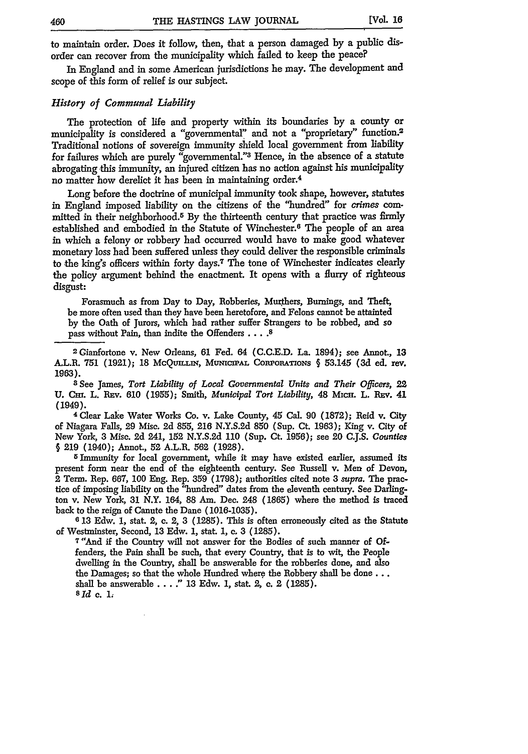to maintain order. Does it follow, then, that a person damaged by a public disorder can recover from the municipality which failed to keep the peace?

In England and in some American jurisdictions he may. The development and scope of this form of relief is our subject.

### *History of Communal Liability*

The protection of life and property within its boundaries by a county or municipality is considered a "governmental" and not a "proprietary" function.[2] Traditional notions of sovereign immunity shield local government from liability for failures which are purely "governmental."[3] Hence, in the absence of a statute abrogating this immunity, an injured citizen has no action against his municipality no matter how derelict it has been in maintaining order.[4]

Long before the doctrine of municipal immunity took shape, however, statutes in England imposed liability on the citizens of the "hundred" for *crimes* committed in their neighborhood.[5] By the thirteenth century that practice was firmly established and embodied in the Statute of Winchester.[6] The people of an area in which a felony or robbery had occurred would have to make good whatever monetary loss had been suffered unless they could deliver the responsible criminals to the king's officers within forty days.[7] The tone of Winchester indicates clearly the policy argument behind the enactment. It opens with a flurry of righteous disgust:

> Forasmuch as from Day to Day, Robberies, Murthers, Burnings, and Theft, be more often used than they have been heretofore, and Felons cannot be attainted by the Oath of Jurors, which had rather suffer Strangers to be robbed, and so pass without Pain, than indite the Offenders . . . .[8]

---

[2] Gianfortone v. New Orleans, 61 Fed. 64 (C.C.E.D. La. 1894); see Annot., 13 A.L.R. 751 (1921); 18 McQuillin, Municipal Corporations § 53.145 (3d ed. rev. 1963).

[3] See James, *Tort Liability of Local Governmental Units and Their Officers*, 22 U. Chi. L. Rev. 610 (1955); Smith, *Municipal Tort Liability*, 48 Mich. L. Rev. 41 (1949).

[4] Clear Lake Water Works Co. v. Lake County, 45 Cal. 90 (1872); Reid v. City of Niagara Falls, 29 Misc. 2d 855, 216 N.Y.S.2d 850 (Sup. Ct. 1963); King v. City of New York, 3 Misc. 2d 241, 152 N.Y.S.2d 110 (Sup. Ct. 1956); see 20 C.J.S. *Counties* § 219 (1940); Annot., 52 A.L.R. 562 (1928).

[5] Immunity for local government, while it may have existed earlier, assumed its present form near the end of the eighteenth century. See Russell v. Men of Devon, 2 Term. Rep. 667, 100 Eng. Rep. 359 (1798); authorities cited note 3 *supra*. The practice of imposing liability on the "hundred" dates from the eleventh century. See Darlington v. New York, 31 N.Y. 164, 88 Am. Dec. 248 (1865) where the method is traced back to the reign of Canute the Dane (1016-1035).

[6] 13 Edw. 1, stat. 2, c. 2, 3 (1285). This is often erroneously cited as the Statute of Westminster, Second, 13 Edw. 1, stat. 1, c. 3 (1285).

[7] "And if the Country will not answer for the Bodies of such manner of Offenders, the Pain shall be such, that every Country, that is to wit, the People dwelling in the Country, shall be answerable for the robberies done, and also the Damages; so that the whole Hundred where the Robbery shall be done . . . shall be answerable . . . ." 13 Edw. 1, stat. 2, c. 2 (1285).

[8] *Id* c. 1.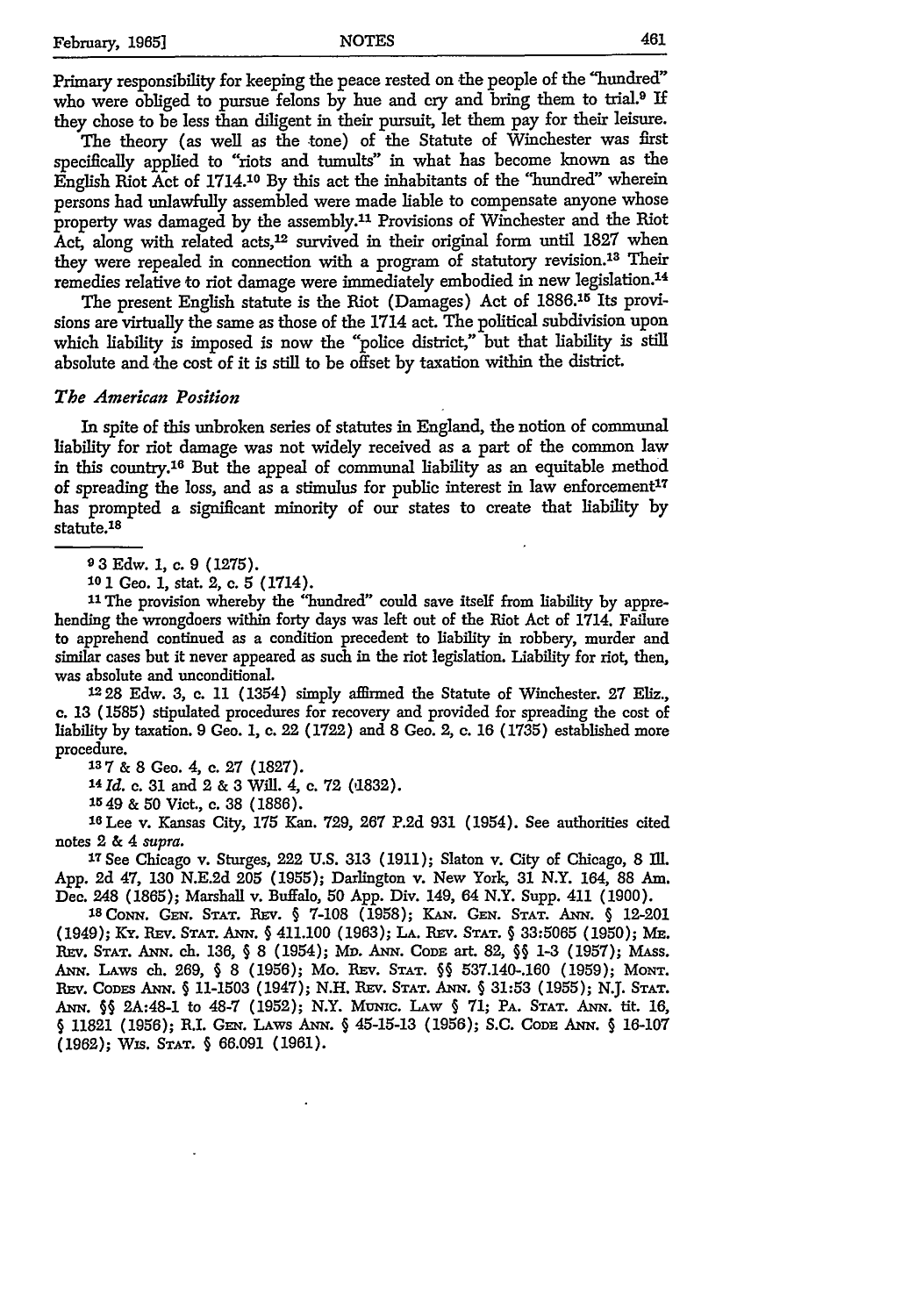Primary responsibility for keeping the peace rested on the people of the "hundred" who were obliged to pursue felons by hue and cry and bring them to trial.[9] If they chose to be less than diligent in their pursuit, let them pay for their leisure.

The theory (as well as the tone) of the Statute of Winchester was first specifically applied to "riots and tumults" in what has become known as the English Riot Act of 1714.[10] By this act the inhabitants of the "hundred" wherein persons had unlawfully assembled were made liable to compensate anyone whose property was damaged by the assembly.[11] Provisions of Winchester and the Riot Act, along with related acts,[12] survived in their original form until 1827 when they were repealed in connection with a program of statutory revision.[13] Their remedies relative to riot damage were immediately embodied in new legislation.[14]

The present English statute is the Riot (Damages) Act of 1886.[15] Its provisions are virtually the same as those of the 1714 act. The political subdivision upon which liability is imposed is now the "police district," but that liability is still absolute and the cost of it is still to be offset by taxation within the district.

### *The American Position*

In spite of this unbroken series of statutes in England, the notion of communal liability for riot damage was not widely received as a part of the common law in this country.[16] But the appeal of communal liability as an equitable method of spreading the loss, and as a stimulus for public interest in law enforcement[17] has prompted a significant minority of our states to create that liability by statute.[18]

---

[9] 3 Edw. 1, c. 9 (1275).

[10] 1 Geo. 1, stat. 2, c. 5 (1714).

[11] The provision whereby the "hundred" could save itself from liability by apprehending the wrongdoers within forty days was left out of the Riot Act of 1714. Failure to apprehend continued as a condition precedent to liability in robbery, murder and similar cases but it never appeared as such in the riot legislation. Liability for riot, then, was absolute and unconditional.

[12] 28 Edw. 3, c. 11 (1354) simply affirmed the Statute of Winchester. 27 Eliz., c. 13 (1585) stipulated procedures for recovery and provided for spreading the cost of liability by taxation. 9 Geo. 1, c. 22 (1722) and 8 Geo. 2, c. 16 (1735) established more procedure.

[13] 7 & 8 Geo. 4, c. 27 (1827).

[14] *Id.* c. 31 and 2 & 3 Will. 4, c. 72 (1832).

[15] 49 & 50 Vict., c. 38 (1886).

[16] Lee v. Kansas City, 175 Kan. 729, 267 P.2d 931 (1954). See authorities cited notes 2 & 4 *supra.*

[17] See Chicago v. Sturges, 222 U.S. 313 (1911); Slaton v. City of Chicago, 8 Ill. App. 2d 47, 130 N.E.2d 205 (1955); Darlington v. New York, 31 N.Y. 164, 88 Am. Dec. 248 (1865); Marshall v. Buffalo, 50 App. Div. 149, 64 N.Y. Supp. 411 (1900).

[18] CONN. GEN. STAT. REV. § 7-108 (1958); KAN. GEN. STAT. ANN. § 12-201 (1949); KY. REV. STAT. ANN. § 411.100 (1963); LA. REV. STAT. § 33:5065 (1950); ME. REV. STAT. ANN. ch. 136, § 8 (1954); MD. ANN. CODE art. 82, §§ 1-3 (1957); MASS. ANN. LAWS ch. 269, § 8 (1956); MO. REV. STAT. §§ 537.140-.160 (1959); MONT. REV. CODES ANN. § 11-1503 (1947); N.H. REV. STAT. ANN. § 31:53 (1955); N.J. STAT. ANN. §§ 2A:48-1 to 48-7 (1952); N.Y. MUNIC. LAW § 71; PA. STAT. ANN. tit. 16, § 11821 (1956); R.I. GEN. LAWS ANN. § 45-15-13 (1956); S.C. CODE ANN. § 16-107 (1962); WIS. STAT. § 66.091 (1961).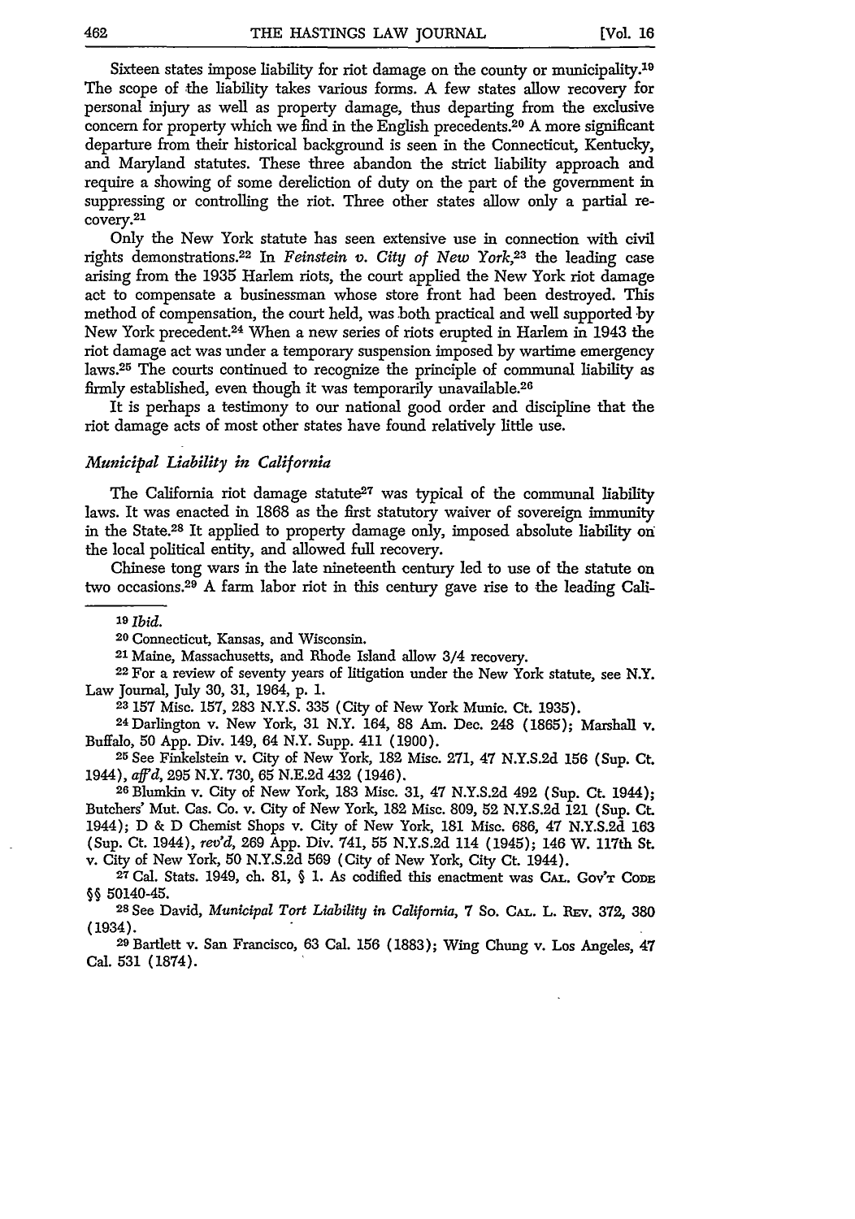Sixteen states impose liability for riot damage on the county or municipality.[19] The scope of the liability takes various forms. A few states allow recovery for personal injury as well as property damage, thus departing from the exclusive concern for property which we find in the English precedents.[20] A more significant departure from their historical background is seen in the Connecticut, Kentucky, and Maryland statutes. These three abandon the strict liability approach and require a showing of some dereliction of duty on the part of the government in suppressing or controlling the riot. Three other states allow only a partial recovery.[21]

Only the New York statute has seen extensive use in connection with civil rights demonstrations.[22] In *Feinstein v. City of New York*,[23] the leading case arising from the 1935 Harlem riots, the court applied the New York riot damage act to compensate a businessman whose store front had been destroyed. This method of compensation, the court held, was both practical and well supported by New York precedent.[24] When a new series of riots erupted in Harlem in 1943 the riot damage act was under a temporary suspension imposed by wartime emergency laws.[25] The courts continued to recognize the principle of communal liability as firmly established, even though it was temporarily unavailable.[26]

It is perhaps a testimony to our national good order and discipline that the riot damage acts of most other states have found relatively little use.

### *Municipal Liability in California*

The California riot damage statute[27] was typical of the communal liability laws. It was enacted in 1868 as the first statutory waiver of sovereign immunity in the State.[28] It applied to property damage only, imposed absolute liability on the local political entity, and allowed full recovery.

Chinese tong wars in the late nineteenth century led to use of the statute on two occasions.[29] A farm labor riot in this century gave rise to the leading Cali-

---

[19] *Ibid.*

[20] Connecticut, Kansas, and Wisconsin.

[21] Maine, Massachusetts, and Rhode Island allow 3/4 recovery.

[22] For a review of seventy years of litigation under the New York statute, see N.Y. Law Journal, July 30, 31, 1964, p. 1.

[23] 157 Misc. 157, 283 N.Y.S. 335 (City of New York Munic. Ct. 1935).

[24] Darlington v. New York, 31 N.Y. 164, 88 Am. Dec. 248 (1865); Marshall v. Buffalo, 50 App. Div. 149, 64 N.Y. Supp. 411 (1900).

[25] See Finkelstein v. City of New York, 182 Misc. 271, 47 N.Y.S.2d 156 (Sup. Ct. 1944), *aff'd*, 295 N.Y. 730, 65 N.E.2d 432 (1946).

[26] Blumkin v. City of New York, 183 Misc. 31, 47 N.Y.S.2d 492 (Sup. Ct. 1944); Butchers' Mut. Cas. Co. v. City of New York, 182 Misc. 809, 52 N.Y.S.2d 121 (Sup. Ct. 1944); D & D Chemist Shops v. City of New York, 181 Misc. 686, 47 N.Y.S.2d 163 (Sup. Ct. 1944), *rev'd*, 269 App. Div. 741, 55 N.Y.S.2d 114 (1945); 146 W. 117th St. v. City of New York, 50 N.Y.S.2d 569 (City of New York, City Ct. 1944).

[27] Cal. Stats. 1949, ch. 81, § 1. As codified this enactment was CAL. GOV'T CODE §§ 50140-45.

[28] See David, *Municipal Tort Liability in California*, 7 So. CAL. L. REV. 372, 380 (1934).

[29] Bartlett v. San Francisco, 63 Cal. 156 (1883); Wing Chung v. Los Angeles, 47 Cal. 531 (1874).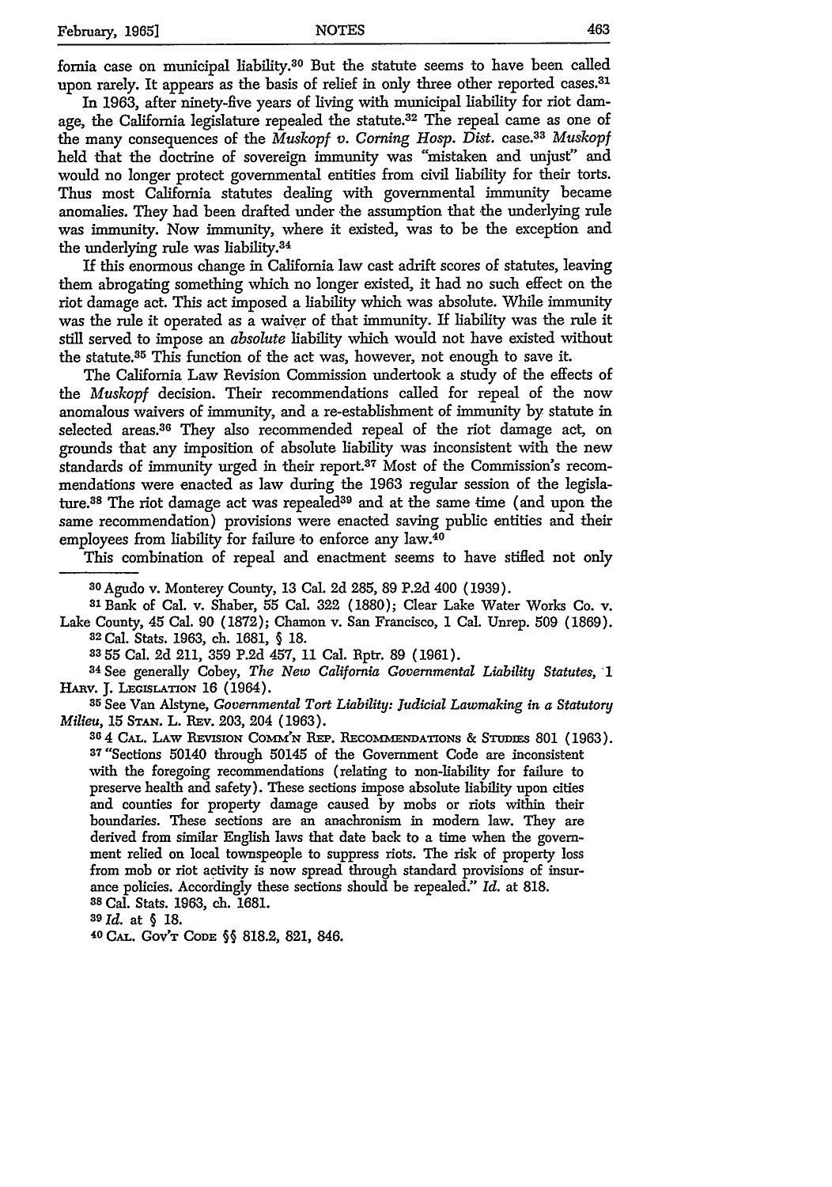fornia case on municipal liability.[30] But the statute seems to have been called upon rarely. It appears as the basis of relief in only three other reported cases.[31]

In 1963, after ninety-five years of living with municipal liability for riot damage, the California legislature repealed the statute.[32] The repeal came as one of the many consequences of the *Muskopf v. Corning Hosp. Dist.* case.[33] *Muskopf* held that the doctrine of sovereign immunity was "mistaken and unjust" and would no longer protect governmental entities from civil liability for their torts. Thus most California statutes dealing with governmental immunity became anomalies. They had been drafted under the assumption that the underlying rule was immunity. Now immunity, where it existed, was to be the exception and the underlying rule was liability.[34]

If this enormous change in California law cast adrift scores of statutes, leaving them abrogating something which no longer existed, it had no such effect on the riot damage act. This act imposed a liability which was absolute. While immunity was the rule it operated as a waiver of that immunity. If liability was the rule it still served to impose an *absolute* liability which would not have existed without the statute.[35] This function of the act was, however, not enough to save it.

The California Law Revision Commission undertook a study of the effects of the *Muskopf* decision. Their recommendations called for repeal of the now anomalous waivers of immunity, and a re-establishment of immunity by statute in selected areas.[36] They also recommended repeal of the riot damage act, on grounds that any imposition of absolute liability was inconsistent with the new standards of immunity urged in their report.[37] Most of the Commission's recommendations were enacted as law during the 1963 regular session of the legislature.[38] The riot damage act was repealed[39] and at the same time (and upon the same recommendation) provisions were enacted saving public entities and their employees from liability for failure to enforce any law.[40]

This combination of repeal and enactment seems to have stifled not only

---

[30] Agudo v. Monterey County, 13 Cal. 2d 285, 89 P.2d 400 (1939).

[31] Bank of Cal. v. Shaber, 55 Cal. 322 (1880); Clear Lake Water Works Co. v. Lake County, 45 Cal. 90 (1872); Chamon v. San Francisco, 1 Cal. Unrep. 509 (1869).

[32] Cal. Stats. 1963, ch. 1681, § 18.

[33] 55 Cal. 2d 211, 359 P.2d 457, 11 Cal. Rptr. 89 (1961).

[34] See generally Cobey, *The New California Governmental Liability Statutes*, 1 HARV. J. LEGISLATION 16 (1964).

[35] See Van Alstyne, *Governmental Tort Liability: Judicial Lawmaking in a Statutory Milieu*, 15 STAN. L. REV. 203, 204 (1963).

[36] 4 CAL. LAW REVISION COMM'N REP. RECOMMENDATIONS & STUDIES 801 (1963).

[37] "Sections 50140 through 50145 of the Government Code are inconsistent with the foregoing recommendations (relating to non-liability for failure to preserve health and safety). These sections impose absolute liability upon cities and counties for property damage caused by mobs or riots within their boundaries. These sections are an anachronism in modern law. They are derived from similar English laws that date back to a time when the government relied on local townspeople to suppress riots. The risk of property loss from mob or riot activity is now spread through standard provisions of insurance policies. Accordingly these sections should be repealed." *Id.* at 818.

[38] Cal. Stats. 1963, ch. 1681.

[39] *Id.* at § 18.

[40] CAL. GOV'T CODE §§ 818.2, 821, 846.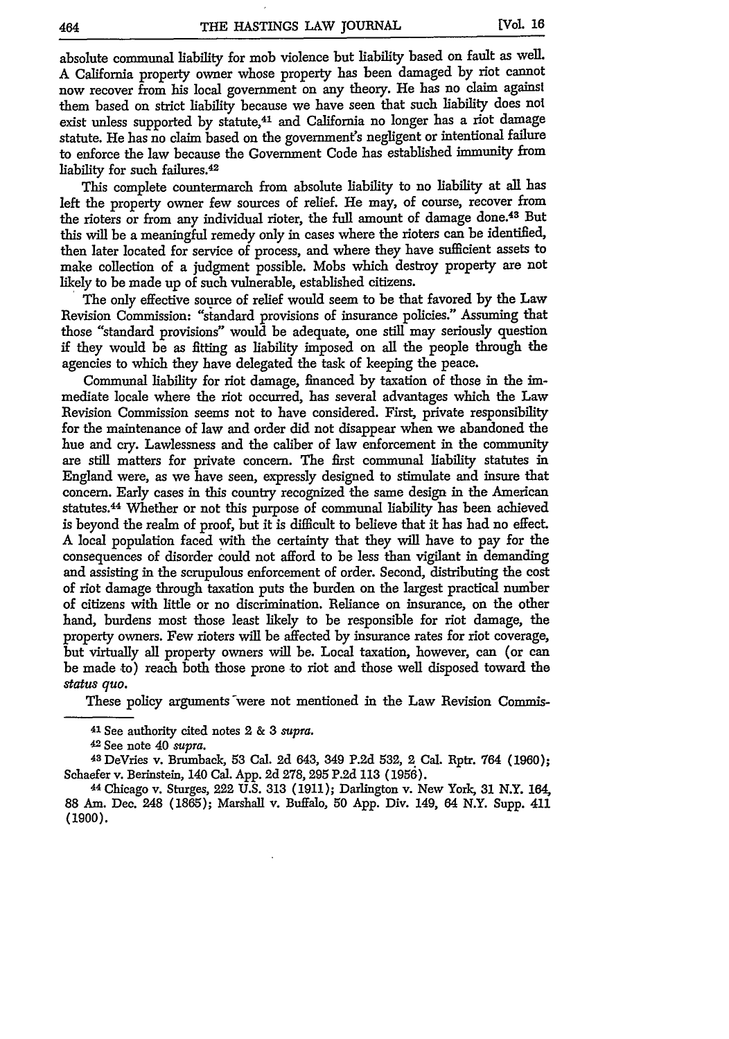absolute communal liability for mob violence but liability based on fault as well. A California property owner whose property has been damaged by riot cannot now recover from his local government on any theory. He has no claim against them based on strict liability because we have seen that such liability does not exist unless supported by statute,[41] and California no longer has a riot damage statute. He has no claim based on the government's negligent or intentional failure to enforce the law because the Government Code has established immunity from liability for such failures.[42]

This complete countermarch from absolute liability to no liability at all has left the property owner few sources of relief. He may, of course, recover from the rioters or from any individual rioter, the full amount of damage done.[43] But this will be a meaningful remedy only in cases where the rioters can be identified, then later located for service of process, and where they have sufficient assets to make collection of a judgment possible. Mobs which destroy property are not likely to be made up of such vulnerable, established citizens.

The only effective source of relief would seem to be that favored by the Law Revision Commission: "standard provisions of insurance policies." Assuming that those "standard provisions" would be adequate, one still may seriously question if they would be as fitting as liability imposed on all the people through the agencies to which they have delegated the task of keeping the peace.

Communal liability for riot damage, financed by taxation of those in the immediate locale where the riot occurred, has several advantages which the Law Revision Commission seems not to have considered. First, private responsibility for the maintenance of law and order did not disappear when we abandoned the hue and cry. Lawlessness and the caliber of law enforcement in the community are still matters for private concern. The first communal liability statutes in England were, as we have seen, expressly designed to stimulate and insure that concern. Early cases in this country recognized the same design in the American statutes.[44] Whether or not this purpose of communal liability has been achieved is beyond the realm of proof, but it is difficult to believe that it has had no effect. A local population faced with the certainty that they will have to pay for the consequences of disorder could not afford to be less than vigilant in demanding and assisting in the scrupulous enforcement of order. Second, distributing the cost of riot damage through taxation puts the burden on the largest practical number of citizens with little or no discrimination. Reliance on insurance, on the other hand, burdens most those least likely to be responsible for riot damage, the property owners. Few rioters will be affected by insurance rates for riot coverage, but virtually all property owners will be. Local taxation, however, can (or can be made to) reach both those prone to riot and those well disposed toward the *status quo*.

These policy arguments were not mentioned in the Law Revision Commis-

---

[41] See authority cited notes 2 & 3 *supra*.

[42] See note 40 *supra*.

[43] DeVries v. Brumback, 53 Cal. 2d 643, 349 P.2d 532, 2 Cal. Rptr. 764 (1960); Schaefer v. Berinstein, 140 Cal. App. 2d 278, 295 P.2d 113 (1956).

[44] Chicago v. Sturges, 222 U.S. 313 (1911); Darlington v. New York, 31 N.Y. 164, 88 Am. Dec. 248 (1865); Marshall v. Buffalo, 50 App. Div. 149, 64 N.Y. Supp. 411 (1900).